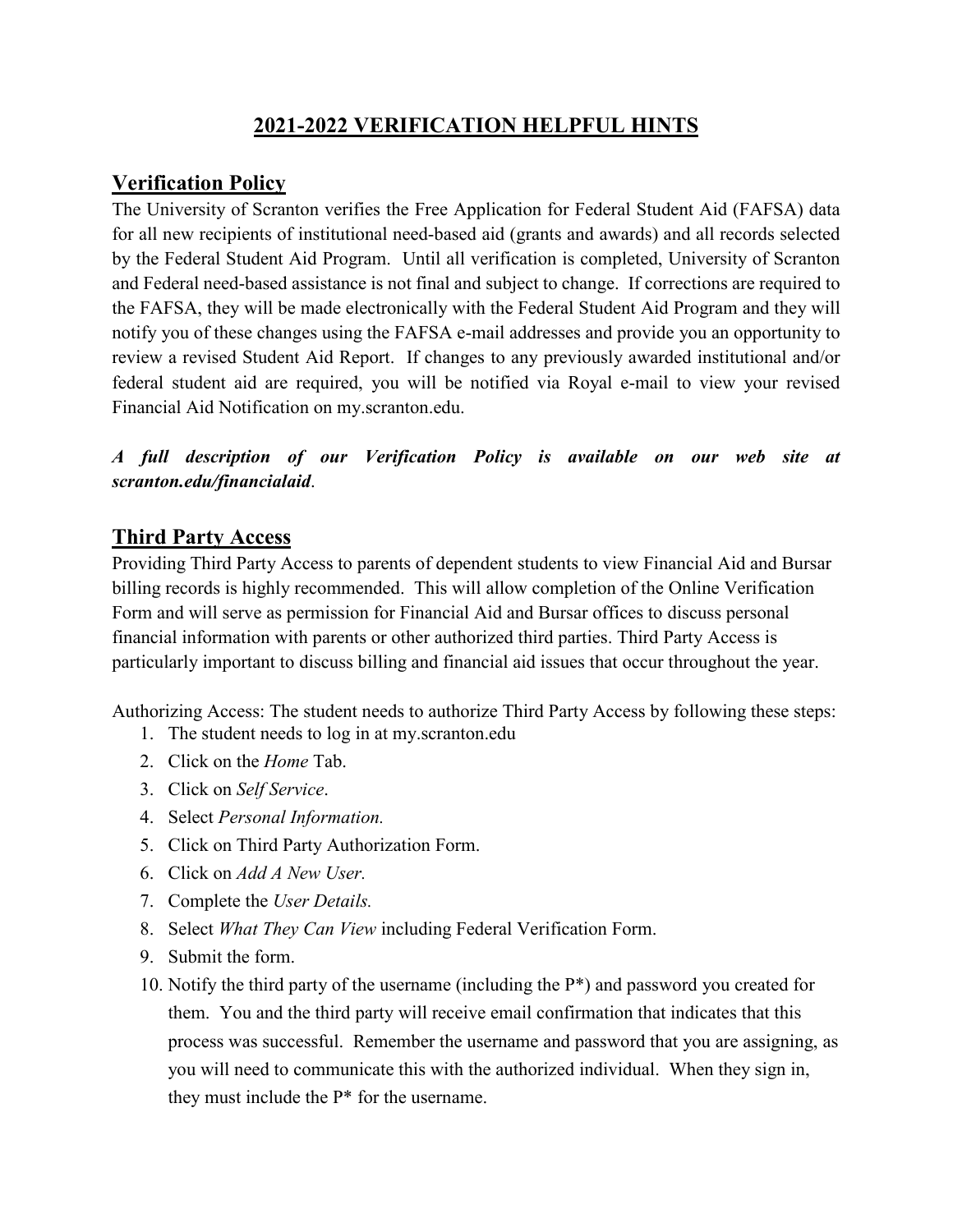# 2021-2022 VERIFICATION HELPFUL HINTS

## Verification Policy

The University of Scranton verifies the Free Application for Federal Student Aid (FAFSA) data for all new recipients of institutional need-based aid (grants and awards) and all records selected by the Federal Student Aid Program. Until all verification is completed, University of Scranton and Federal need-based assistance is not final and subject to change. If corrections are required to the FAFSA, they will be made electronically with the Federal Student Aid Program and they will notify you of these changes using the FAFSA e-mail addresses and provide you an opportunity to review a revised Student Aid Report. If changes to any previously awarded institutional and/or federal student aid are required, you will be notified via Royal e-mail to view your revised Financial Aid Notification on my.scranton.edu.

***A full description of our Verification Policy is available on our web site at scranton.edu/financialaid***.

## Third Party Access

Providing Third Party Access to parents of dependent students to view Financial Aid and Bursar billing records is highly recommended. This will allow completion of the Online Verification Form and will serve as permission for Financial Aid and Bursar offices to discuss personal financial information with parents or other authorized third parties. Third Party Access is particularly important to discuss billing and financial aid issues that occur throughout the year.

Authorizing Access: The student needs to authorize Third Party Access by following these steps:

1. The student needs to log in at my.scranton.edu
2. Click on the *Home* Tab.
3. Click on *Self Service*.
4. Select *Personal Information.*
5. Click on Third Party Authorization Form.
6. Click on *Add A New User.*
7. Complete the *User Details.*
8. Select *What They Can View* including Federal Verification Form.
9. Submit the form.
10. Notify the third party of the username (including the P*) and password you created for them. You and the third party will receive email confirmation that indicates that this process was successful. Remember the username and password that you are assigning, as you will need to communicate this with the authorized individual. When they sign in, they must include the P* for the username.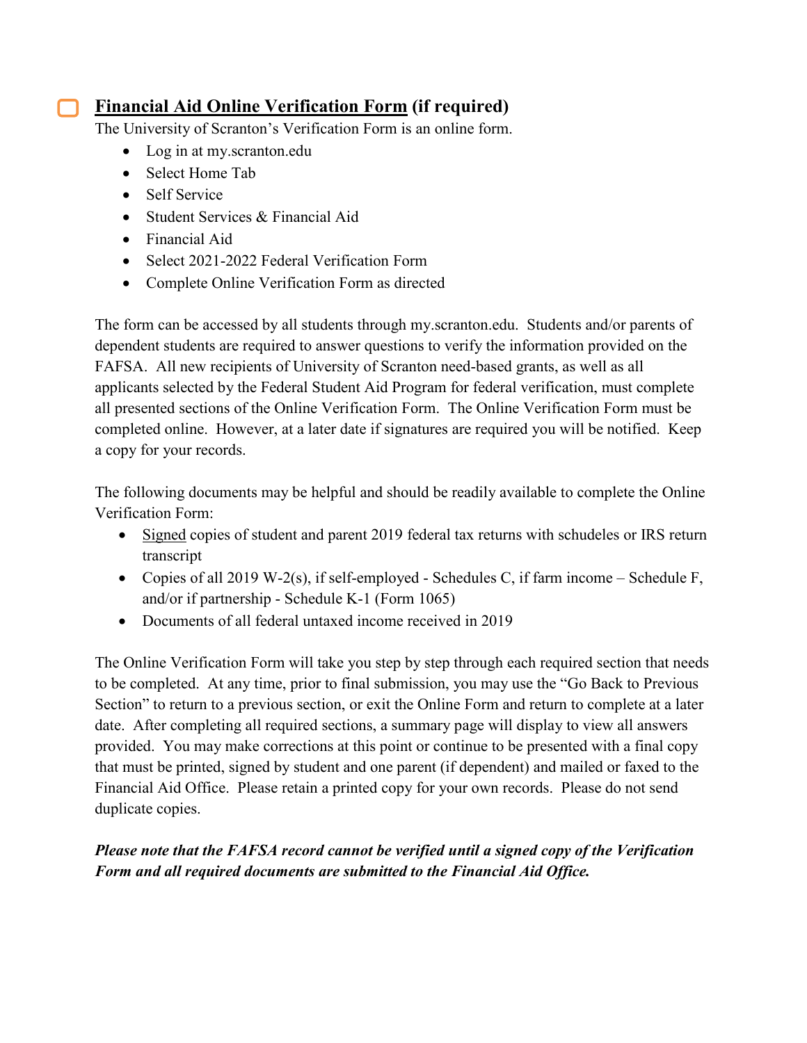## ☐ <u>Financial Aid Online Verification Form</u> (if required)

The University of Scranton's Verification Form is an online form.

- Log in at my.scranton.edu
- Select Home Tab
- Self Service
- Student Services & Financial Aid
- Financial Aid
- Select 2021-2022 Federal Verification Form
- Complete Online Verification Form as directed

The form can be accessed by all students through my.scranton.edu. Students and/or parents of dependent students are required to answer questions to verify the information provided on the FAFSA. All new recipients of University of Scranton need-based grants, as well as all applicants selected by the Federal Student Aid Program for federal verification, must complete all presented sections of the Online Verification Form. The Online Verification Form must be completed online. However, at a later date if signatures are required you will be notified. Keep a copy for your records.

The following documents may be helpful and should be readily available to complete the Online Verification Form:

- <u>Signed</u> copies of student and parent 2019 federal tax returns with schudeles or IRS return transcript
- Copies of all 2019 W-2(s), if self-employed - Schedules C, if farm income – Schedule F, and/or if partnership - Schedule K-1 (Form 1065)
- Documents of all federal untaxed income received in 2019

The Online Verification Form will take you step by step through each required section that needs to be completed. At any time, prior to final submission, you may use the "Go Back to Previous Section" to return to a previous section, or exit the Online Form and return to complete at a later date. After completing all required sections, a summary page will display to view all answers provided. You may make corrections at this point or continue to be presented with a final copy that must be printed, signed by student and one parent (if dependent) and mailed or faxed to the Financial Aid Office. Please retain a printed copy for your own records. Please do not send duplicate copies.

***Please note that the FAFSA record cannot be verified until a signed copy of the Verification Form and all required documents are submitted to the Financial Aid Office.***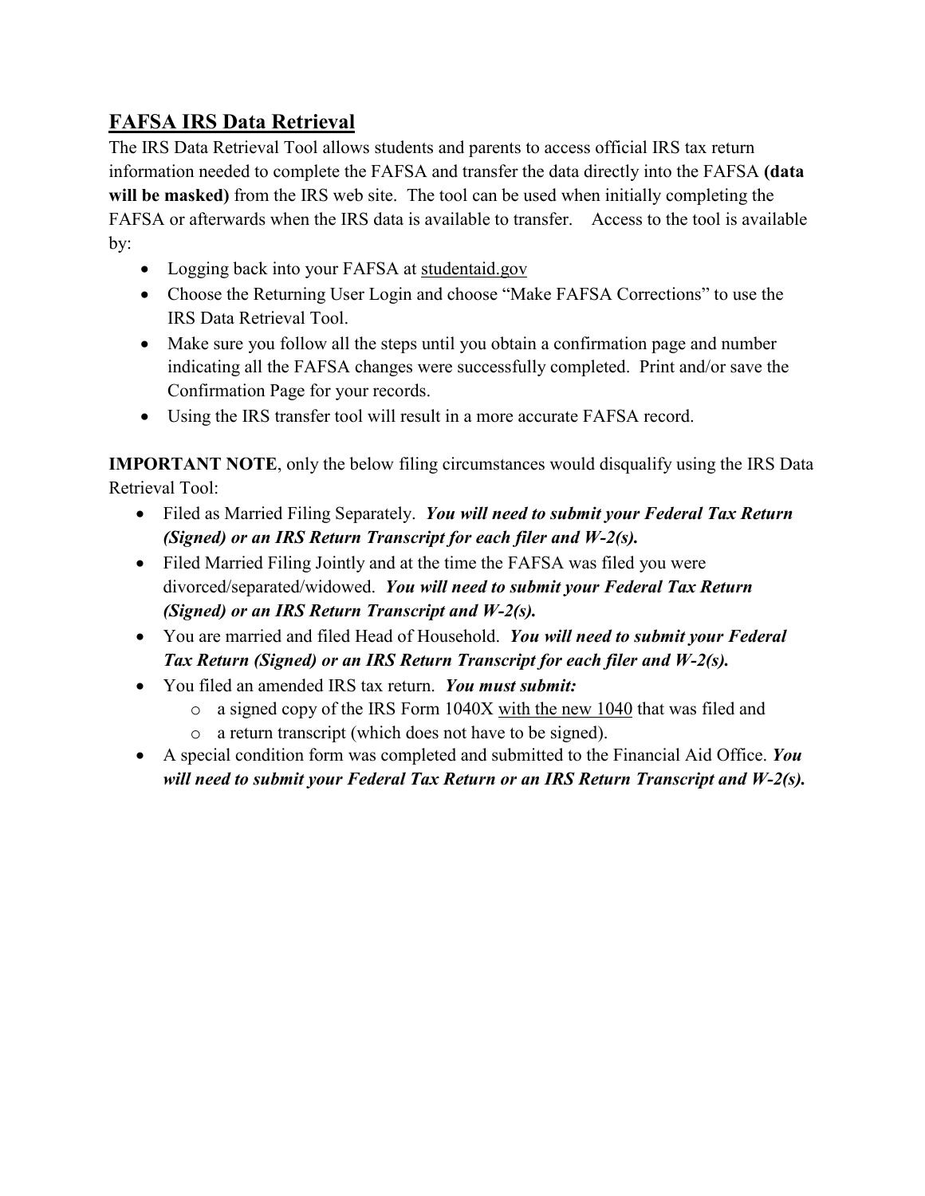## FAFSA IRS Data Retrieval

The IRS Data Retrieval Tool allows students and parents to access official IRS tax return information needed to complete the FAFSA and transfer the data directly into the FAFSA **(data will be masked)** from the IRS web site. The tool can be used when initially completing the FAFSA or afterwards when the IRS data is available to transfer. Access to the tool is available by:

- Logging back into your FAFSA at studentaid.gov
- Choose the Returning User Login and choose "Make FAFSA Corrections" to use the IRS Data Retrieval Tool.
- Make sure you follow all the steps until you obtain a confirmation page and number indicating all the FAFSA changes were successfully completed. Print and/or save the Confirmation Page for your records.
- Using the IRS transfer tool will result in a more accurate FAFSA record.

**IMPORTANT NOTE**, only the below filing circumstances would disqualify using the IRS Data Retrieval Tool:

- Filed as Married Filing Separately. ***You will need to submit your Federal Tax Return (Signed) or an IRS Return Transcript for each filer and W-2(s).***
- Filed Married Filing Jointly and at the time the FAFSA was filed you were divorced/separated/widowed. ***You will need to submit your Federal Tax Return (Signed) or an IRS Return Transcript and W-2(s).***
- You are married and filed Head of Household. ***You will need to submit your Federal Tax Return (Signed) or an IRS Return Transcript for each filer and W-2(s).***
- You filed an amended IRS tax return. ***You must submit:***
  - a signed copy of the IRS Form 1040X with the new 1040 that was filed and
  - a return transcript (which does not have to be signed).
- A special condition form was completed and submitted to the Financial Aid Office. ***You will need to submit your Federal Tax Return or an IRS Return Transcript and W-2(s).***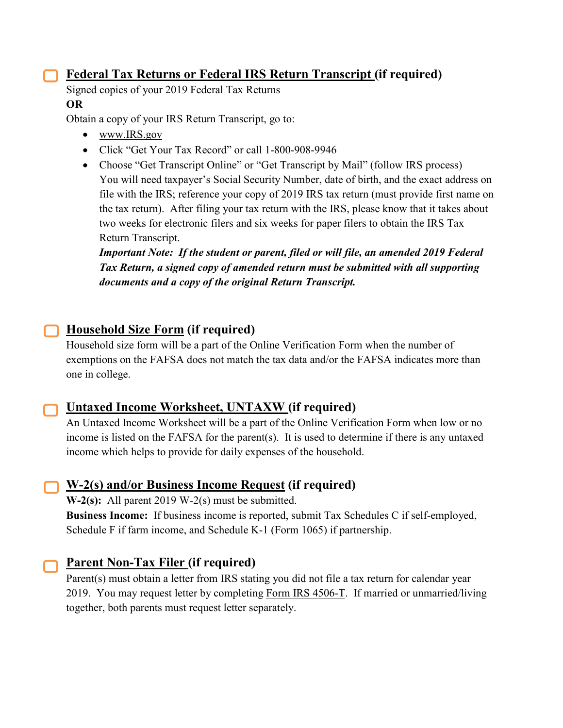- [ ] **<u>Federal Tax Returns or Federal IRS Return Transcript</u> (if required)**

Signed copies of your 2019 Federal Tax Returns

**OR**

Obtain a copy of your IRS Return Transcript, go to:

- www.IRS.gov
- Click "Get Your Tax Record" or call 1-800-908-9946
- Choose "Get Transcript Online" or "Get Transcript by Mail" (follow IRS process)
  You will need taxpayer's Social Security Number, date of birth, and the exact address on file with the IRS; reference your copy of 2019 IRS tax return (must provide first name on the tax return). After filing your tax return with the IRS, please know that it takes about two weeks for electronic filers and six weeks for paper filers to obtain the IRS Tax Return Transcript.
  ***Important Note: If the student or parent, filed or will file, an amended 2019 Federal Tax Return, a signed copy of amended return must be submitted with all supporting documents and a copy of the original Return Transcript.***

- [ ] **<u>Household Size Form</u> (if required)**

Household size form will be a part of the Online Verification Form when the number of exemptions on the FAFSA does not match the tax data and/or the FAFSA indicates more than one in college.

- [ ] **<u>Untaxed Income Worksheet, UNTAXW</u> (if required)**

An Untaxed Income Worksheet will be a part of the Online Verification Form when low or no income is listed on the FAFSA for the parent(s). It is used to determine if there is any untaxed income which helps to provide for daily expenses of the household.

- [ ] **<u>W-2(s) and/or Business Income Request</u> (if required)**

**W-2(s):** All parent 2019 W-2(s) must be submitted.

**Business Income:** If business income is reported, submit Tax Schedules C if self-employed, Schedule F if farm income, and Schedule K-1 (Form 1065) if partnership.

- [ ] **<u>Parent Non-Tax Filer</u> (if required)**

Parent(s) must obtain a letter from IRS stating you did not file a tax return for calendar year 2019. You may request letter by completing <u>Form IRS 4506-T</u>. If married or unmarried/living together, both parents must request letter separately.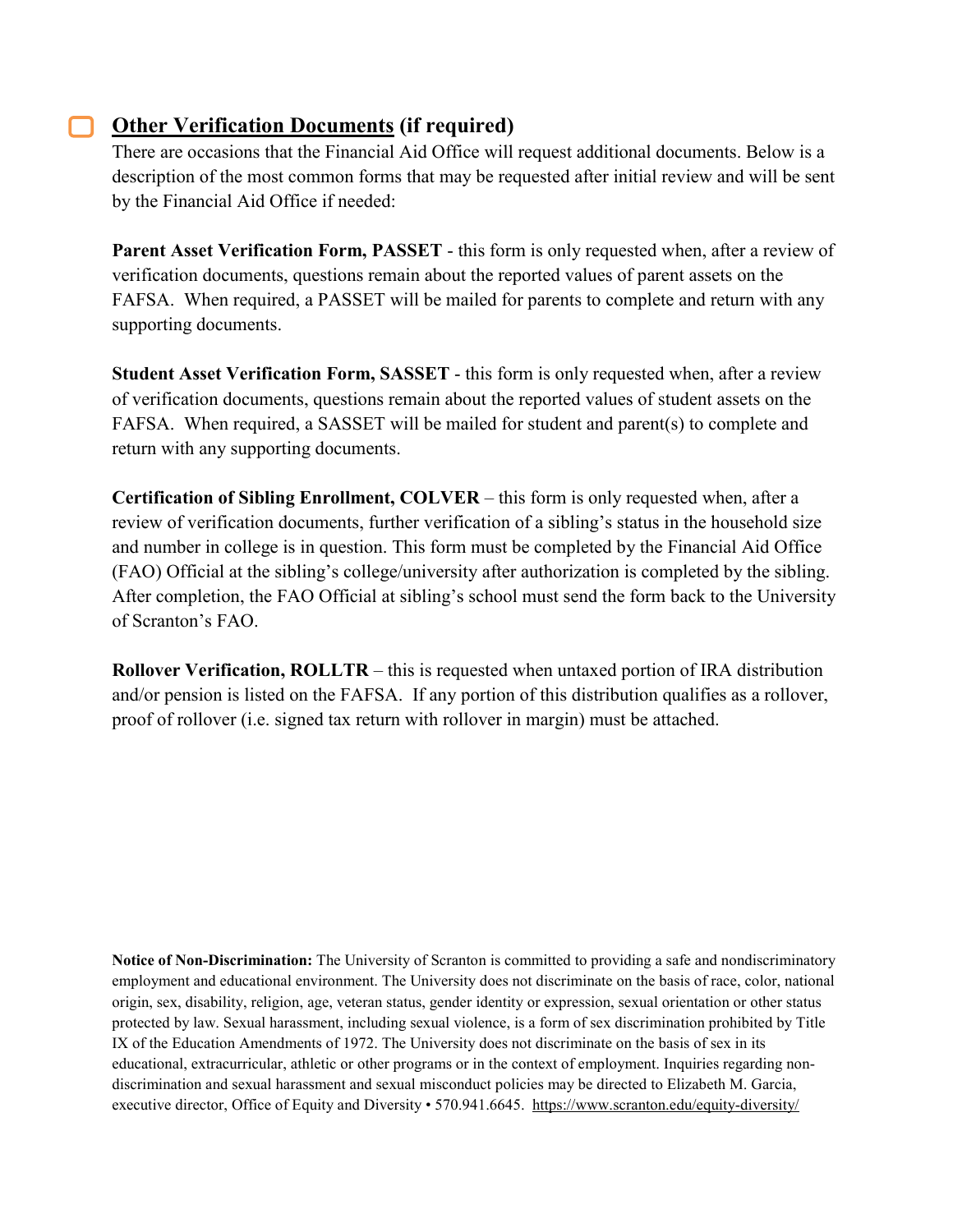## ☐ <u>Other Verification Documents</u> (if required)

There are occasions that the Financial Aid Office will request additional documents. Below is a description of the most common forms that may be requested after initial review and will be sent by the Financial Aid Office if needed:

**Parent Asset Verification Form, PASSET** - this form is only requested when, after a review of verification documents, questions remain about the reported values of parent assets on the FAFSA. When required, a PASSET will be mailed for parents to complete and return with any supporting documents.

**Student Asset Verification Form, SASSET** - this form is only requested when, after a review of verification documents, questions remain about the reported values of student assets on the FAFSA. When required, a SASSET will be mailed for student and parent(s) to complete and return with any supporting documents.

**Certification of Sibling Enrollment, COLVER** – this form is only requested when, after a review of verification documents, further verification of a sibling's status in the household size and number in college is in question. This form must be completed by the Financial Aid Office (FAO) Official at the sibling's college/university after authorization is completed by the sibling. After completion, the FAO Official at sibling's school must send the form back to the University of Scranton's FAO.

**Rollover Verification, ROLLTR** – this is requested when untaxed portion of IRA distribution and/or pension is listed on the FAFSA. If any portion of this distribution qualifies as a rollover, proof of rollover (i.e. signed tax return with rollover in margin) must be attached.

**Notice of Non-Discrimination:** The University of Scranton is committed to providing a safe and nondiscriminatory employment and educational environment. The University does not discriminate on the basis of race, color, national origin, sex, disability, religion, age, veteran status, gender identity or expression, sexual orientation or other status protected by law. Sexual harassment, including sexual violence, is a form of sex discrimination prohibited by Title IX of the Education Amendments of 1972. The University does not discriminate on the basis of sex in its educational, extracurricular, athletic or other programs or in the context of employment. Inquiries regarding non-discrimination and sexual harassment and sexual misconduct policies may be directed to Elizabeth M. Garcia, executive director, Office of Equity and Diversity • 570.941.6645. https://www.scranton.edu/equity-diversity/